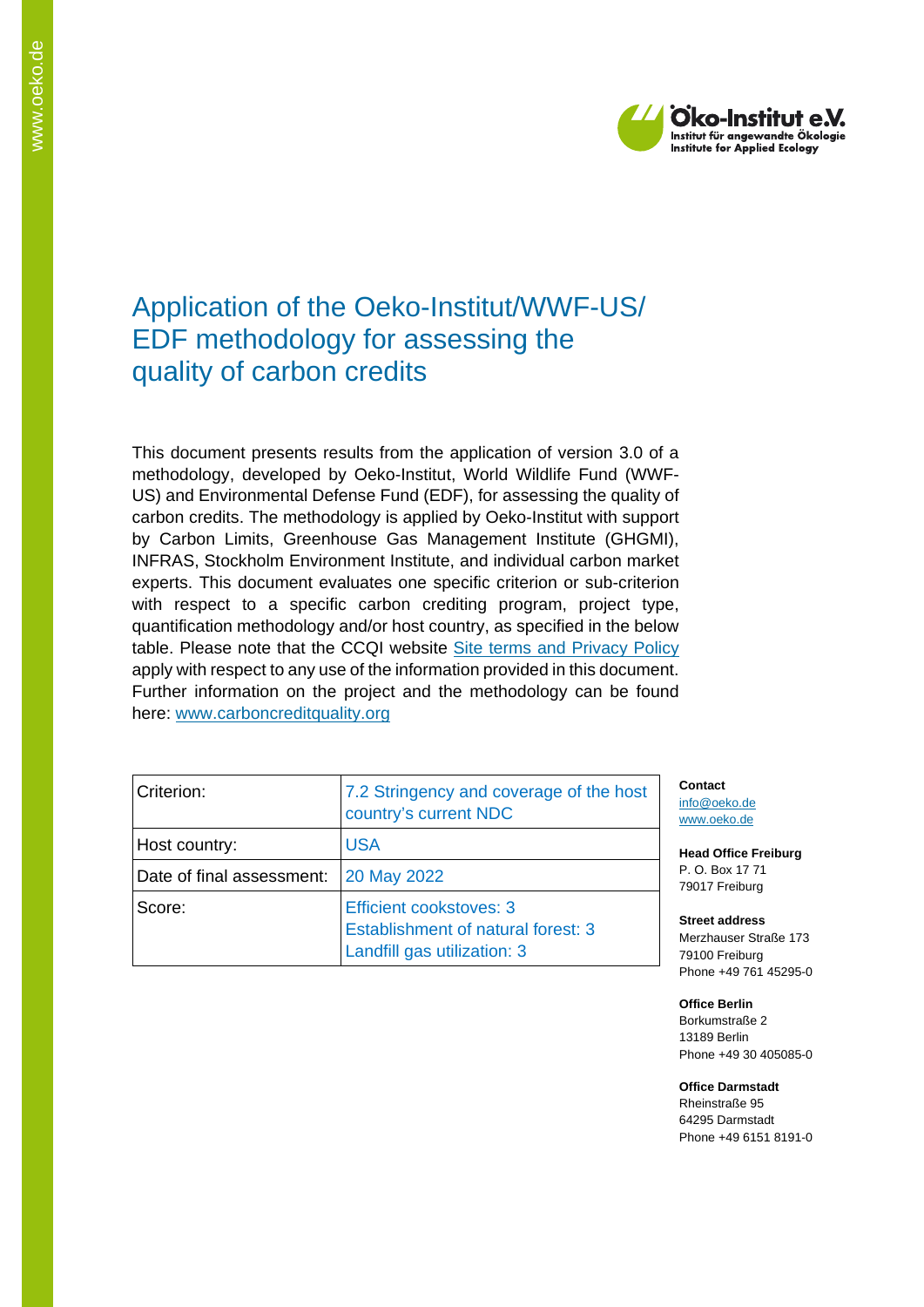Öko-Institut e.V.
Institut für angewandte Ökologie
Institute for Applied Ecology

# Application of the Oeko-Institut/WWF-US/ EDF methodology for assessing the quality of carbon credits

This document presents results from the application of version 3.0 of a methodology, developed by Oeko-Institut, World Wildlife Fund (WWF-US) and Environmental Defense Fund (EDF), for assessing the quality of carbon credits. The methodology is applied by Oeko-Institut with support by Carbon Limits, Greenhouse Gas Management Institute (GHGMI), INFRAS, Stockholm Environment Institute, and individual carbon market experts. This document evaluates one specific criterion or sub-criterion with respect to a specific carbon crediting program, project type, quantification methodology and/or host country, as specified in the below table. Please note that the CCQI website [Site terms and Privacy Policy](#) apply with respect to any use of the information provided in this document. Further information on the project and the methodology can be found here: [www.carboncreditquality.org](http://www.carboncreditquality.org)

| | |
|---|---|
| Criterion: | 7.2 Stringency and coverage of the host country's current NDC |
| Host country: | USA |
| Date of final assessment: | 20 May 2022 |
| Score: | Efficient cookstoves: 3<br>Establishment of natural forest: 3<br>Landfill gas utilization: 3 |

**Contact**
info@oeko.de
www.oeko.de

**Head Office Freiburg**
P. O. Box 17 71
79017 Freiburg

**Street address**
Merzhauser Straße 173
79100 Freiburg
Phone +49 761 45295-0

**Office Berlin**
Borkumstraße 2
13189 Berlin
Phone +49 30 405085-0

**Office Darmstadt**
Rheinstraße 95
64295 Darmstadt
Phone +49 6151 8191-0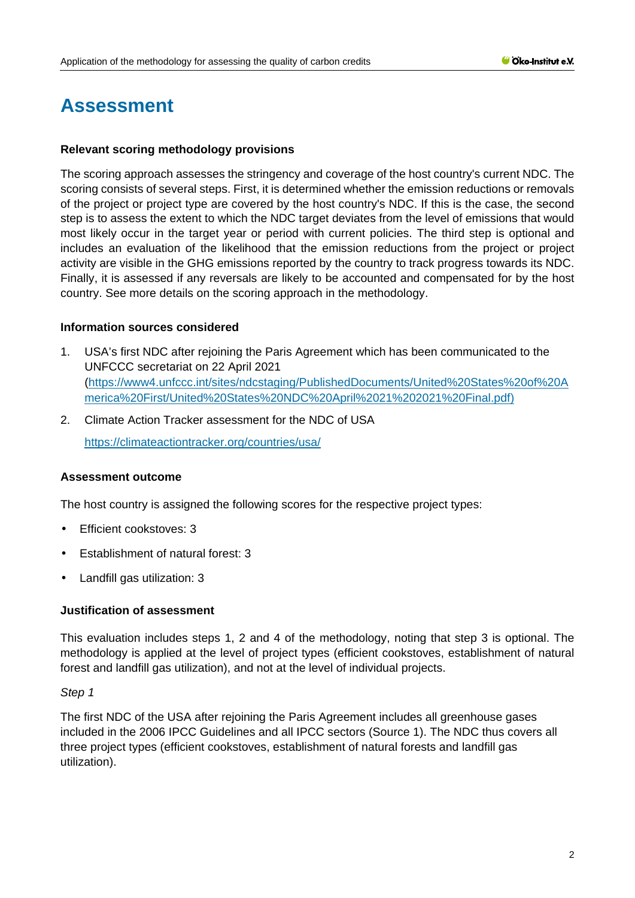# Assessment

### Relevant scoring methodology provisions

The scoring approach assesses the stringency and coverage of the host country's current NDC. The scoring consists of several steps. First, it is determined whether the emission reductions or removals of the project or project type are covered by the host country's NDC. If this is the case, the second step is to assess the extent to which the NDC target deviates from the level of emissions that would most likely occur in the target year or period with current policies. The third step is optional and includes an evaluation of the likelihood that the emission reductions from the project or project activity are visible in the GHG emissions reported by the country to track progress towards its NDC. Finally, it is assessed if any reversals are likely to be accounted and compensated for by the host country. See more details on the scoring approach in the methodology.

### Information sources considered

1. USA's first NDC after rejoining the Paris Agreement which has been communicated to the UNFCCC secretariat on 22 April 2021 (https://www4.unfccc.int/sites/ndcstaging/PublishedDocuments/United%20States%20of%20America%20First/United%20States%20NDC%20April%2021%202021%20Final.pdf)
2. Climate Action Tracker assessment for the NDC of USA

   https://climateactiontracker.org/countries/usa/

### Assessment outcome

The host country is assigned the following scores for the respective project types:

- Efficient cookstoves: 3
- Establishment of natural forest: 3
- Landfill gas utilization: 3

### Justification of assessment

This evaluation includes steps 1, 2 and 4 of the methodology, noting that step 3 is optional. The methodology is applied at the level of project types (efficient cookstoves, establishment of natural forest and landfill gas utilization), and not at the level of individual projects.

*Step 1*

The first NDC of the USA after rejoining the Paris Agreement includes all greenhouse gases included in the 2006 IPCC Guidelines and all IPCC sectors (Source 1). The NDC thus covers all three project types (efficient cookstoves, establishment of natural forests and landfill gas utilization).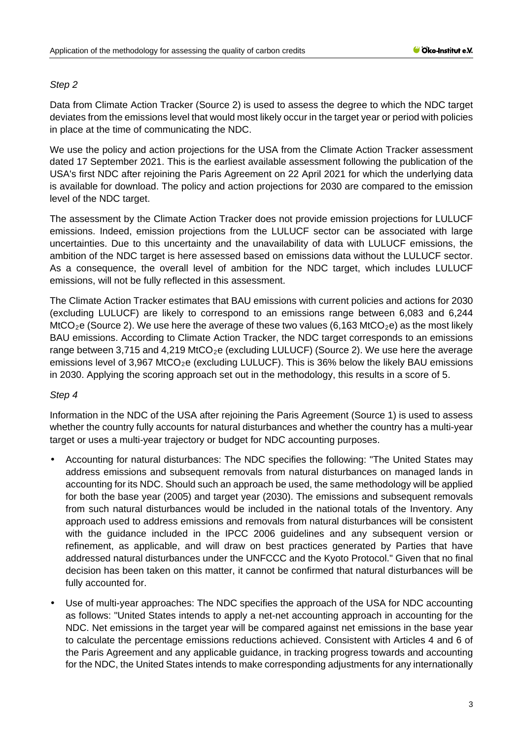*Step 2*

Data from Climate Action Tracker (Source 2) is used to assess the degree to which the NDC target deviates from the emissions level that would most likely occur in the target year or period with policies in place at the time of communicating the NDC.

We use the policy and action projections for the USA from the Climate Action Tracker assessment dated 17 September 2021. This is the earliest available assessment following the publication of the USA's first NDC after rejoining the Paris Agreement on 22 April 2021 for which the underlying data is available for download. The policy and action projections for 2030 are compared to the emission level of the NDC target.

The assessment by the Climate Action Tracker does not provide emission projections for LULUCF emissions. Indeed, emission projections from the LULUCF sector can be associated with large uncertainties. Due to this uncertainty and the unavailability of data with LULUCF emissions, the ambition of the NDC target is here assessed based on emissions data without the LULUCF sector. As a consequence, the overall level of ambition for the NDC target, which includes LULUCF emissions, will not be fully reflected in this assessment.

The Climate Action Tracker estimates that BAU emissions with current policies and actions for 2030 (excluding LULUCF) are likely to correspond to an emissions range between 6,083 and 6,244 $MtCO_2e$ (Source 2). We use here the average of these two values (6,163 $MtCO_2e$) as the most likely BAU emissions. According to Climate Action Tracker, the NDC target corresponds to an emissions range between 3,715 and 4,219 $MtCO_2e$ (excluding LULUCF) (Source 2). We use here the average emissions level of 3,967 $MtCO_2e$ (excluding LULUCF). This is 36% below the likely BAU emissions in 2030. Applying the scoring approach set out in the methodology, this results in a score of 5.

*Step 4*

Information in the NDC of the USA after rejoining the Paris Agreement (Source 1) is used to assess whether the country fully accounts for natural disturbances and whether the country has a multi-year target or uses a multi-year trajectory or budget for NDC accounting purposes.

- Accounting for natural disturbances: The NDC specifies the following: "The United States may address emissions and subsequent removals from natural disturbances on managed lands in accounting for its NDC. Should such an approach be used, the same methodology will be applied for both the base year (2005) and target year (2030). The emissions and subsequent removals from such natural disturbances would be included in the national totals of the Inventory. Any approach used to address emissions and removals from natural disturbances will be consistent with the guidance included in the IPCC 2006 guidelines and any subsequent version or refinement, as applicable, and will draw on best practices generated by Parties that have addressed natural disturbances under the UNFCCC and the Kyoto Protocol." Given that no final decision has been taken on this matter, it cannot be confirmed that natural disturbances will be fully accounted for.
- Use of multi-year approaches: The NDC specifies the approach of the USA for NDC accounting as follows: "United States intends to apply a net-net accounting approach in accounting for the NDC. Net emissions in the target year will be compared against net emissions in the base year to calculate the percentage emissions reductions achieved. Consistent with Articles 4 and 6 of the Paris Agreement and any applicable guidance, in tracking progress towards and accounting for the NDC, the United States intends to make corresponding adjustments for any internationally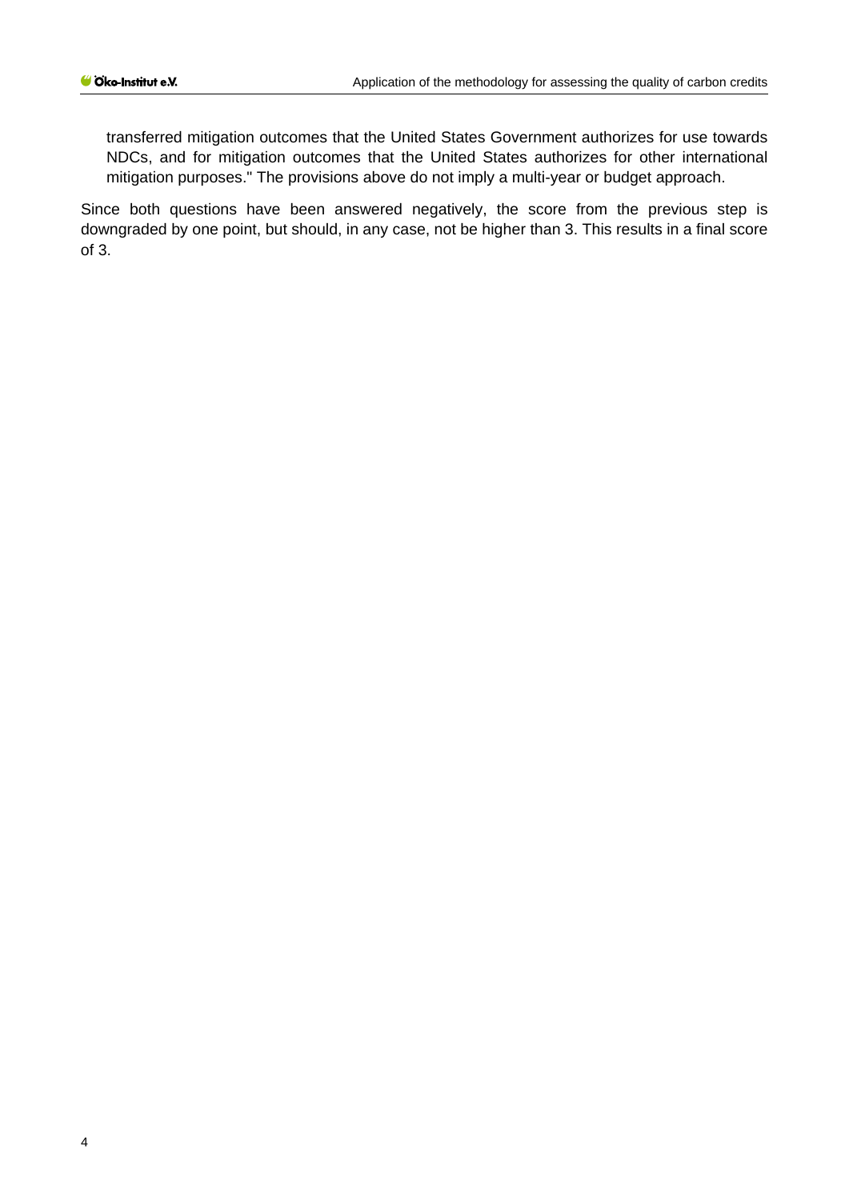transferred mitigation outcomes that the United States Government authorizes for use towards NDCs, and for mitigation outcomes that the United States authorizes for other international mitigation purposes." The provisions above do not imply a multi-year or budget approach.

Since both questions have been answered negatively, the score from the previous step is downgraded by one point, but should, in any case, not be higher than 3. This results in a final score of 3.